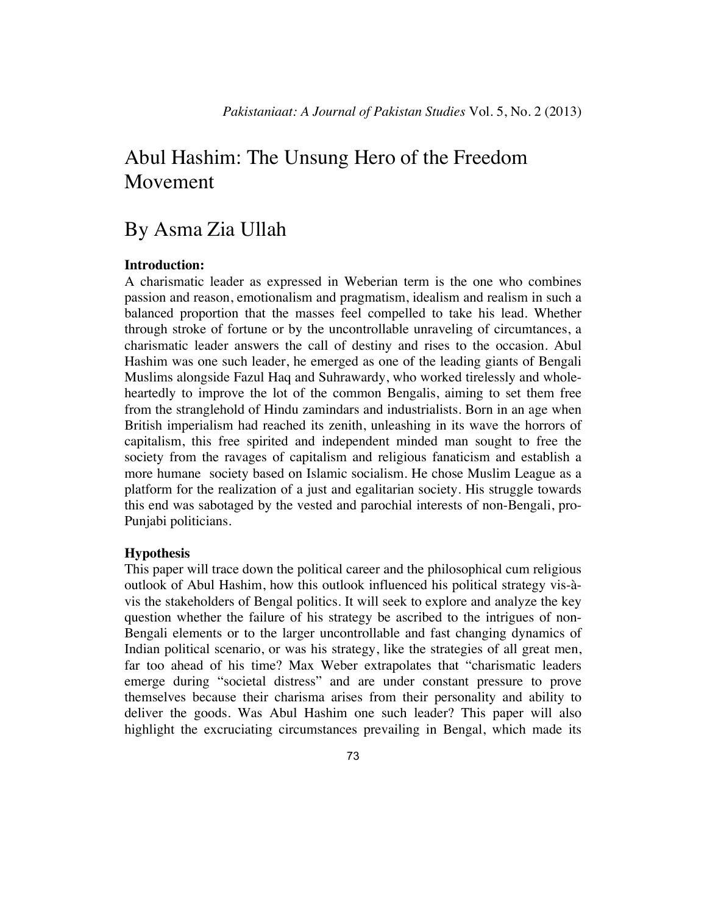# Abul Hashim: The Unsung Hero of the Freedom Movement

## By Asma Zia Ullah

### Introduction:

A charismatic leader as expressed in Weberian term is the one who combines passion and reason, emotionalism and pragmatism, idealism and realism in such a balanced proportion that the masses feel compelled to take his lead. Whether through stroke of fortune or by the uncontrollable unraveling of circumtances, a charismatic leader answers the call of destiny and rises to the occasion. Abul Hashim was one such leader, he emerged as one of the leading giants of Bengali Muslims alongside Fazul Haq and Suhrawardy, who worked tirelessly and whole-heartedly to improve the lot of the common Bengalis, aiming to set them free from the stranglehold of Hindu zamindars and industrialists. Born in an age when British imperialism had reached its zenith, unleashing in its wave the horrors of capitalism, this free spirited and independent minded man sought to free the society from the ravages of capitalism and religious fanaticism and establish a more humane society based on Islamic socialism. He chose Muslim League as a platform for the realization of a just and egalitarian society. His struggle towards this end was sabotaged by the vested and parochial interests of non-Bengali, pro-Punjabi politicians.

### Hypothesis

This paper will trace down the political career and the philosophical cum religious outlook of Abul Hashim, how this outlook influenced his political strategy vis-à-vis the stakeholders of Bengal politics. It will seek to explore and analyze the key question whether the failure of his strategy be ascribed to the intrigues of non-Bengali elements or to the larger uncontrollable and fast changing dynamics of Indian political scenario, or was his strategy, like the strategies of all great men, far too ahead of his time? Max Weber extrapolates that "charismatic leaders emerge during "societal distress" and are under constant pressure to prove themselves because their charisma arises from their personality and ability to deliver the goods. Was Abul Hashim one such leader? This paper will also highlight the excruciating circumstances prevailing in Bengal, which made its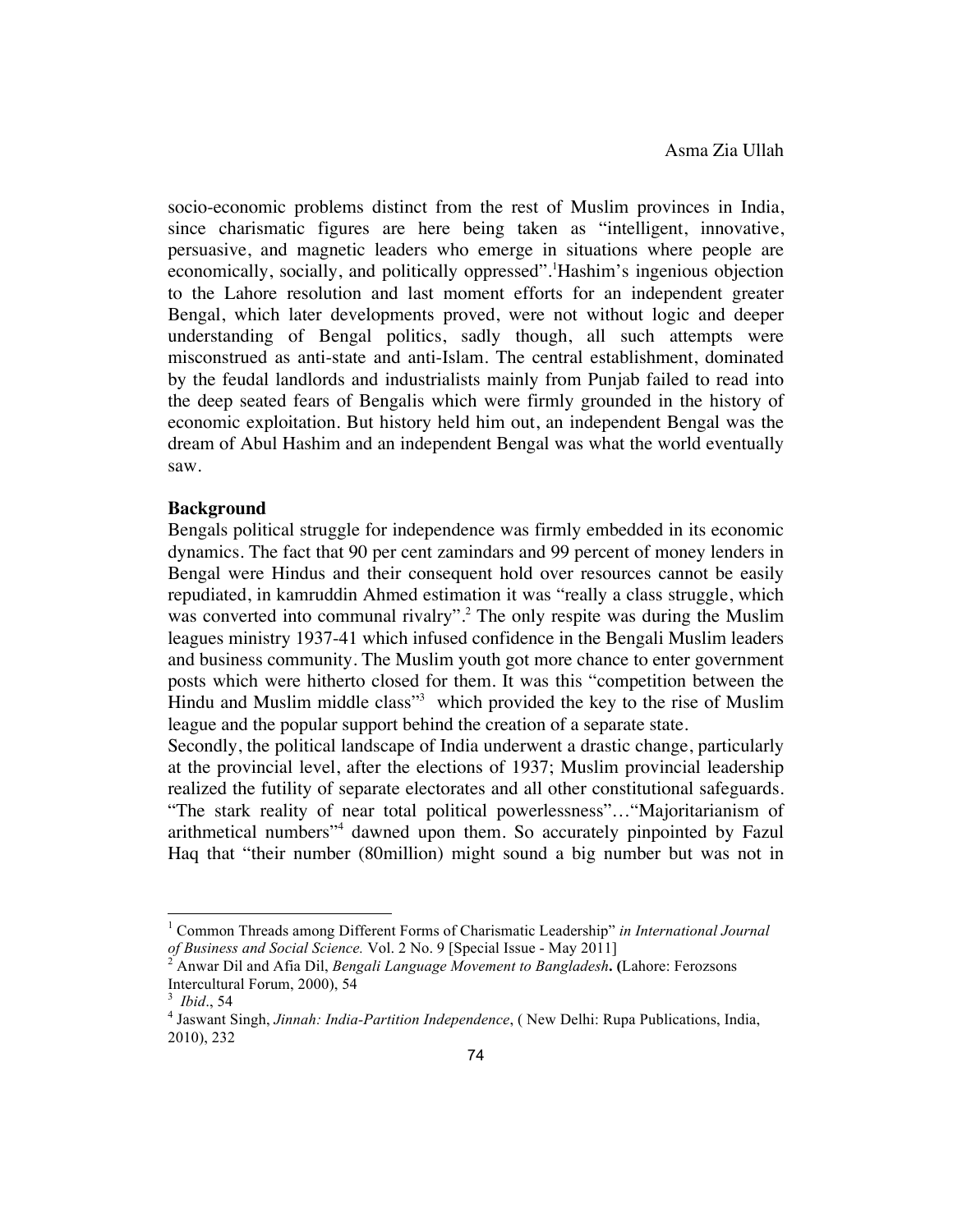socio-economic problems distinct from the rest of Muslim provinces in India, since charismatic figures are here being taken as "intelligent, innovative, persuasive, and magnetic leaders who emerge in situations where people are economically, socially, and politically oppressed".[1]Hashim's ingenious objection to the Lahore resolution and last moment efforts for an independent greater Bengal, which later developments proved, were not without logic and deeper understanding of Bengal politics, sadly though, all such attempts were misconstrued as anti-state and anti-Islam. The central establishment, dominated by the feudal landlords and industrialists mainly from Punjab failed to read into the deep seated fears of Bengalis which were firmly grounded in the history of economic exploitation. But history held him out, an independent Bengal was the dream of Abul Hashim and an independent Bengal was what the world eventually saw.

**Background**

Bengals political struggle for independence was firmly embedded in its economic dynamics. The fact that 90 per cent zamindars and 99 percent of money lenders in Bengal were Hindus and their consequent hold over resources cannot be easily repudiated, in kamruddin Ahmed estimation it was "really a class struggle, which was converted into communal rivalry".[2] The only respite was during the Muslim leagues ministry 1937-41 which infused confidence in the Bengali Muslim leaders and business community. The Muslim youth got more chance to enter government posts which were hitherto closed for them. It was this "competition between the Hindu and Muslim middle class"[3] which provided the key to the rise of Muslim league and the popular support behind the creation of a separate state.

Secondly, the political landscape of India underwent a drastic change, particularly at the provincial level, after the elections of 1937; Muslim provincial leadership realized the futility of separate electorates and all other constitutional safeguards. "The stark reality of near total political powerlessness"…"Majoritarianism of arithmetical numbers"[4] dawned upon them. So accurately pinpointed by Fazul Haq that "their number (80million) might sound a big number but was not in

---

[1] Common Threads among Different Forms of Charismatic Leadership" *in International Journal of Business and Social Science.* Vol. 2 No. 9 [Special Issue - May 2011]

[2] Anwar Dil and Afia Dil, *Bengali Language Movement to Bangladesh***.** (Lahore: Ferozsons Intercultural Forum, 2000), 54

[3] *Ibid*., 54

[4] Jaswant Singh, *Jinnah: India-Partition Independence*, ( New Delhi: Rupa Publications, India, 2010), 232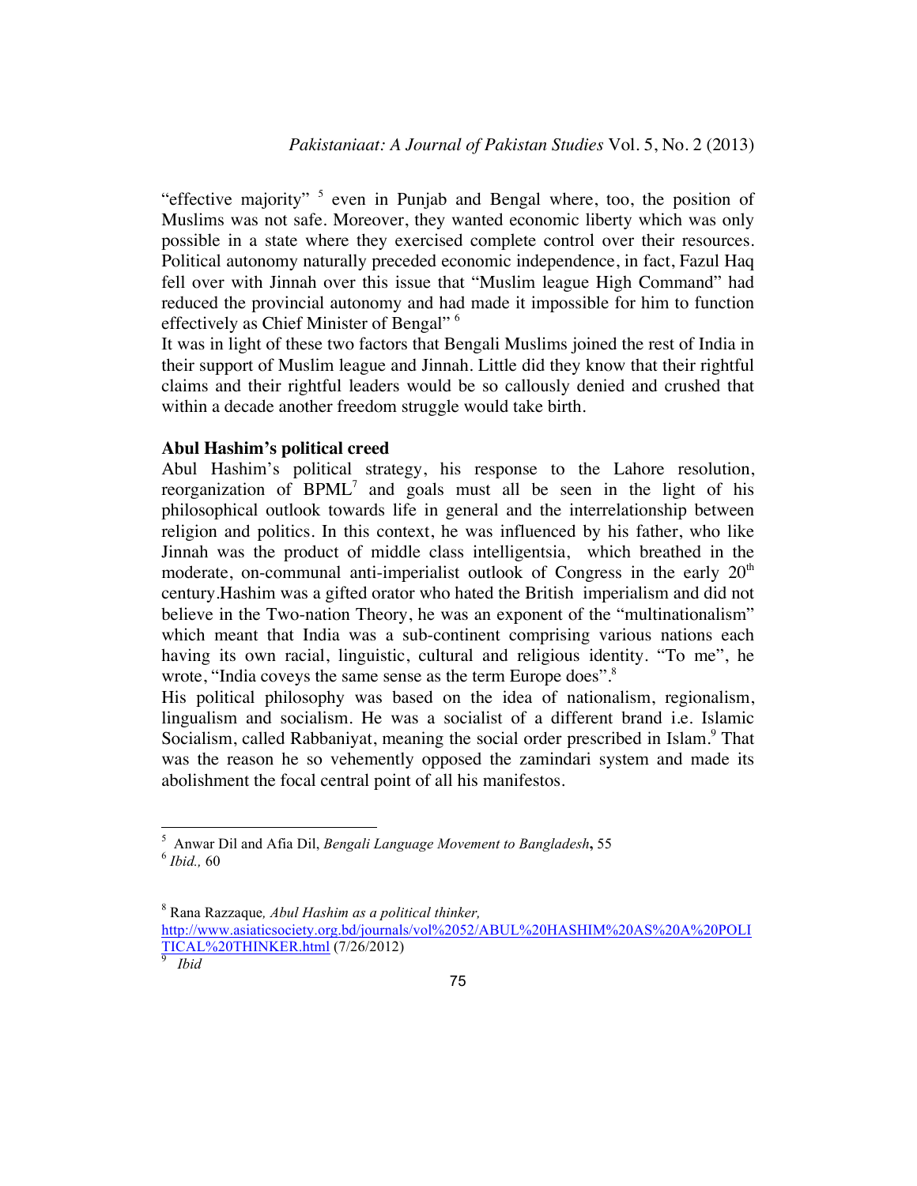"effective majority" [5] even in Punjab and Bengal where, too, the position of Muslims was not safe. Moreover, they wanted economic liberty which was only possible in a state where they exercised complete control over their resources. Political autonomy naturally preceded economic independence, in fact, Fazul Haq fell over with Jinnah over this issue that "Muslim league High Command" had reduced the provincial autonomy and had made it impossible for him to function effectively as Chief Minister of Bengal" [6]

It was in light of these two factors that Bengali Muslims joined the rest of India in their support of Muslim league and Jinnah. Little did they know that their rightful claims and their rightful leaders would be so callously denied and crushed that within a decade another freedom struggle would take birth.

**Abul Hashim's political creed**

Abul Hashim's political strategy, his response to the Lahore resolution, reorganization of BPML[7] and goals must all be seen in the light of his philosophical outlook towards life in general and the interrelationship between religion and politics. In this context, he was influenced by his father, who like Jinnah was the product of middle class intelligentsia, which breathed in the moderate, on-communal anti-imperialist outlook of Congress in the early 20th century.Hashim was a gifted orator who hated the British imperialism and did not believe in the Two-nation Theory, he was an exponent of the "multinationalism" which meant that India was a sub-continent comprising various nations each having its own racial, linguistic, cultural and religious identity. "To me", he wrote, "India coveys the same sense as the term Europe does".[8]

His political philosophy was based on the idea of nationalism, regionalism, lingualism and socialism. He was a socialist of a different brand i.e. Islamic Socialism, called Rabbaniyat, meaning the social order prescribed in Islam.[9] That was the reason he so vehemently opposed the zamindari system and made its abolishment the focal central point of all his manifestos.

---

[5] Anwar Dil and Afia Dil, *Bengali Language Movement to Bangladesh***,** 55

[6] *Ibid.,* 60

[8] Rana Razzaque*, Abul Hashim as a political thinker,* http://www.asiaticsociety.org.bd/journals/vol%2052/ABUL%20HASHIM%20AS%20A%20POLITICAL%20THINKER.html (7/26/2012)

[9] *Ibid*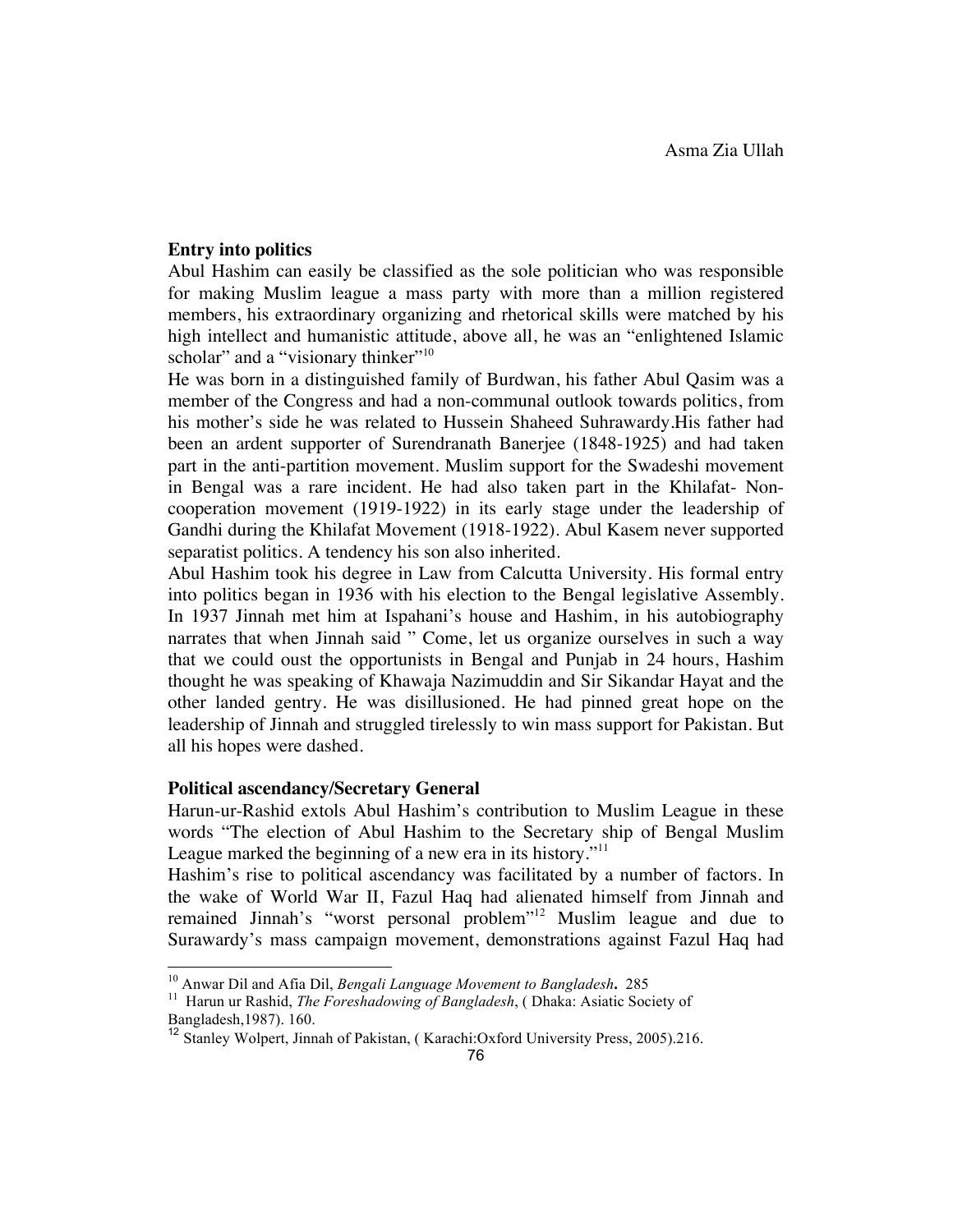### Entry into politics

Abul Hashim can easily be classified as the sole politician who was responsible for making Muslim league a mass party with more than a million registered members, his extraordinary organizing and rhetorical skills were matched by his high intellect and humanistic attitude, above all, he was an "enlightened Islamic scholar" and a "visionary thinker"[10]

He was born in a distinguished family of Burdwan, his father Abul Qasim was a member of the Congress and had a non-communal outlook towards politics, from his mother's side he was related to Hussein Shaheed Suhrawardy.His father had been an ardent supporter of Surendranath Banerjee (1848-1925) and had taken part in the anti-partition movement. Muslim support for the Swadeshi movement in Bengal was a rare incident. He had also taken part in the Khilafat- Non-cooperation movement (1919-1922) in its early stage under the leadership of Gandhi during the Khilafat Movement (1918-1922). Abul Kasem never supported separatist politics. A tendency his son also inherited.

Abul Hashim took his degree in Law from Calcutta University. His formal entry into politics began in 1936 with his election to the Bengal legislative Assembly. In 1937 Jinnah met him at Ispahani's house and Hashim, in his autobiography narrates that when Jinnah said " Come, let us organize ourselves in such a way that we could oust the opportunists in Bengal and Punjab in 24 hours, Hashim thought he was speaking of Khawaja Nazimuddin and Sir Sikandar Hayat and the other landed gentry. He was disillusioned. He had pinned great hope on the leadership of Jinnah and struggled tirelessly to win mass support for Pakistan. But all his hopes were dashed.

### Political ascendancy/Secretary General

Harun-ur-Rashid extols Abul Hashim's contribution to Muslim League in these words "The election of Abul Hashim to the Secretary ship of Bengal Muslim League marked the beginning of a new era in its history."[11]

Hashim's rise to political ascendancy was facilitated by a number of factors. In the wake of World War II, Fazul Haq had alienated himself from Jinnah and remained Jinnah's "worst personal problem"[12] Muslim league and due to Surawardy's mass campaign movement, demonstrations against Fazul Haq had

---

[10] Anwar Dil and Afia Dil, *Bengali Language Movement to Bangladesh*. 285

[11] Harun ur Rashid, *The Foreshadowing of Bangladesh*, ( Dhaka: Asiatic Society of Bangladesh,1987). 160.

[12] Stanley Wolpert, Jinnah of Pakistan, ( Karachi:Oxford University Press, 2005).216.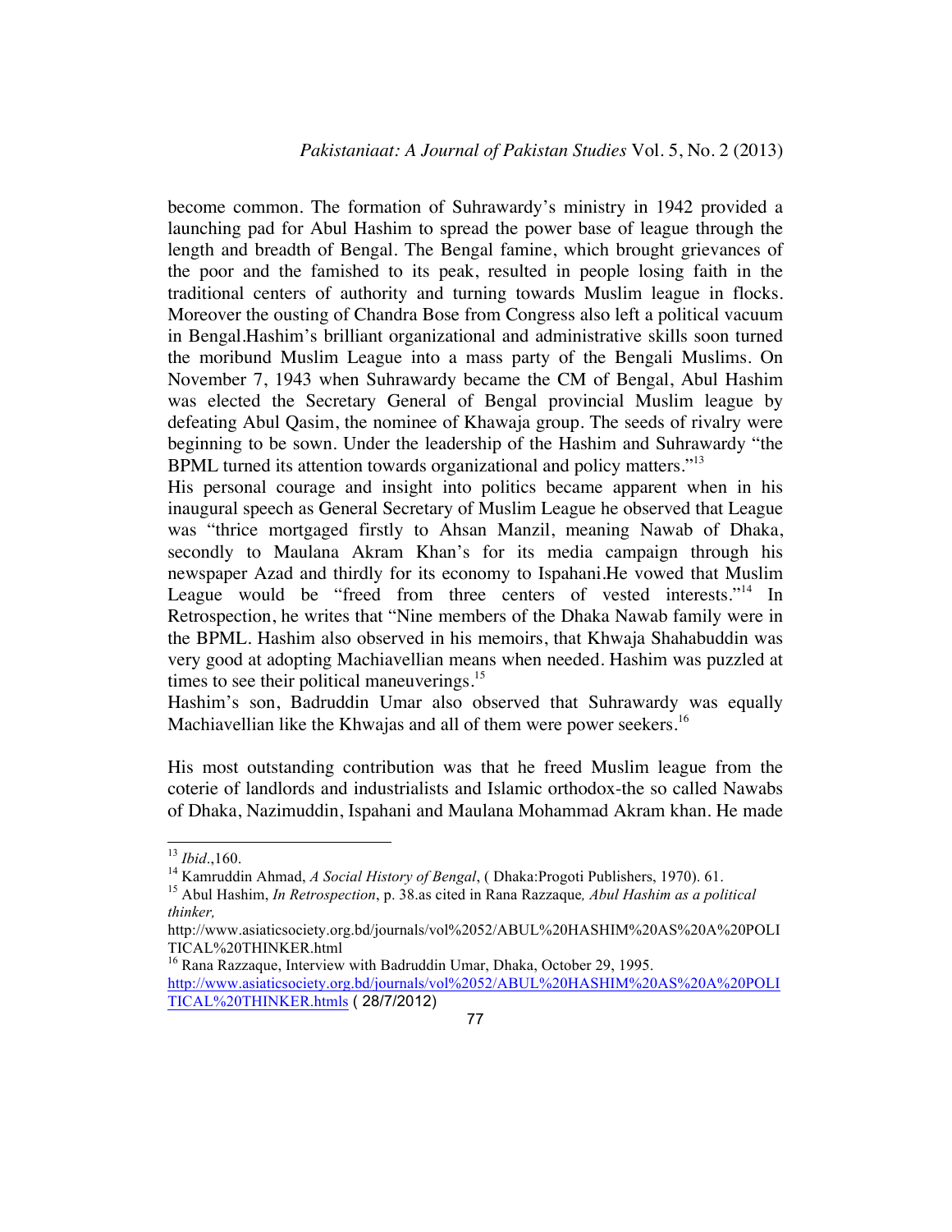become common. The formation of Suhrawardy's ministry in 1942 provided a launching pad for Abul Hashim to spread the power base of league through the length and breadth of Bengal. The Bengal famine, which brought grievances of the poor and the famished to its peak, resulted in people losing faith in the traditional centers of authority and turning towards Muslim league in flocks. Moreover the ousting of Chandra Bose from Congress also left a political vacuum in Bengal.Hashim's brilliant organizational and administrative skills soon turned the moribund Muslim League into a mass party of the Bengali Muslims. On November 7, 1943 when Suhrawardy became the CM of Bengal, Abul Hashim was elected the Secretary General of Bengal provincial Muslim league by defeating Abul Qasim, the nominee of Khawaja group. The seeds of rivalry were beginning to be sown. Under the leadership of the Hashim and Suhrawardy "the BPML turned its attention towards organizational and policy matters."[13]

His personal courage and insight into politics became apparent when in his inaugural speech as General Secretary of Muslim League he observed that League was "thrice mortgaged firstly to Ahsan Manzil, meaning Nawab of Dhaka, secondly to Maulana Akram Khan's for its media campaign through his newspaper Azad and thirdly for its economy to Ispahani.He vowed that Muslim League would be "freed from three centers of vested interests."[14] In Retrospection, he writes that "Nine members of the Dhaka Nawab family were in the BPML. Hashim also observed in his memoirs, that Khwaja Shahabuddin was very good at adopting Machiavellian means when needed. Hashim was puzzled at times to see their political maneuverings.[15]

Hashim's son, Badruddin Umar also observed that Suhrawardy was equally Machiavellian like the Khwajas and all of them were power seekers.[16]

His most outstanding contribution was that he freed Muslim league from the coterie of landlords and industrialists and Islamic orthodox-the so called Nawabs of Dhaka, Nazimuddin, Ispahani and Maulana Mohammad Akram khan. He made

---

[13] *Ibid*.,160.

[14] Kamruddin Ahmad, *A Social History of Bengal*, ( Dhaka:Progoti Publishers, 1970). 61.

[15] Abul Hashim, *In Retrospection*, p. 38.as cited in Rana Razzaque*, Abul Hashim as a political thinker,* http://www.asiaticsociety.org.bd/journals/vol%2052/ABUL%20HASHIM%20AS%20A%20POLITICAL%20THINKER.html

[16] Rana Razzaque, Interview with Badruddin Umar, Dhaka, October 29, 1995. http://www.asiaticsociety.org.bd/journals/vol%2052/ABUL%20HASHIM%20AS%20A%20POLITICAL%20THINKER.htmls ( 28/7/2012)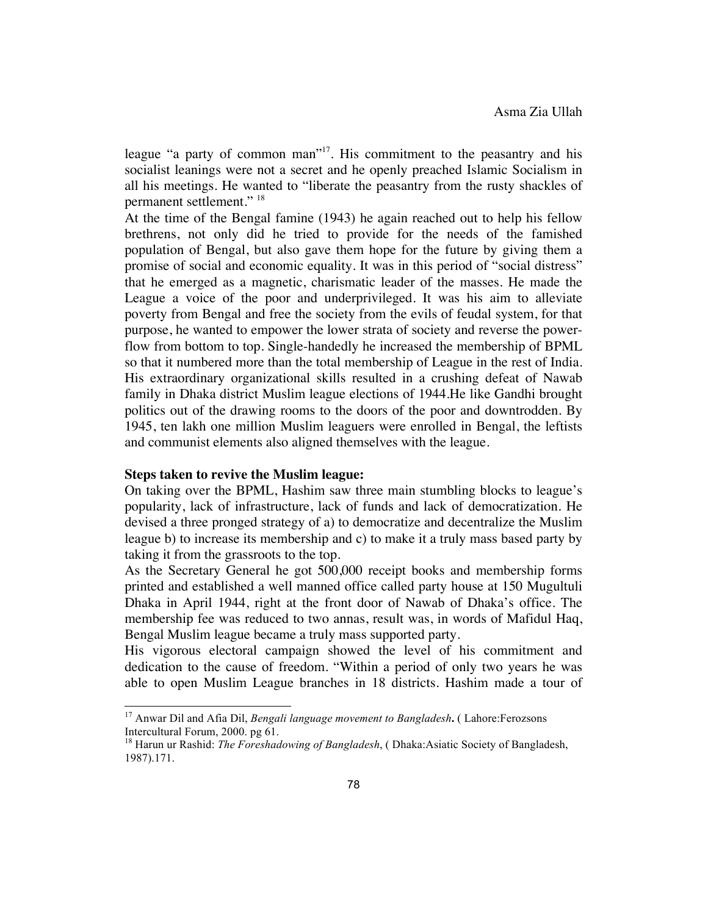league "a party of common man"[17]. His commitment to the peasantry and his socialist leanings were not a secret and he openly preached Islamic Socialism in all his meetings. He wanted to "liberate the peasantry from the rusty shackles of permanent settlement." [18]

At the time of the Bengal famine (1943) he again reached out to help his fellow brethrens, not only did he tried to provide for the needs of the famished population of Bengal, but also gave them hope for the future by giving them a promise of social and economic equality. It was in this period of "social distress" that he emerged as a magnetic, charismatic leader of the masses. He made the League a voice of the poor and underprivileged. It was his aim to alleviate poverty from Bengal and free the society from the evils of feudal system, for that purpose, he wanted to empower the lower strata of society and reverse the power-flow from bottom to top. Single-handedly he increased the membership of BPML so that it numbered more than the total membership of League in the rest of India. His extraordinary organizational skills resulted in a crushing defeat of Nawab family in Dhaka district Muslim league elections of 1944.He like Gandhi brought politics out of the drawing rooms to the doors of the poor and downtrodden. By 1945, ten lakh one million Muslim leaguers were enrolled in Bengal, the leftists and communist elements also aligned themselves with the league.

**Steps taken to revive the Muslim league:**

On taking over the BPML, Hashim saw three main stumbling blocks to league's popularity, lack of infrastructure, lack of funds and lack of democratization. He devised a three pronged strategy of a) to democratize and decentralize the Muslim league b) to increase its membership and c) to make it a truly mass based party by taking it from the grassroots to the top.

As the Secretary General he got 500,000 receipt books and membership forms printed and established a well manned office called party house at 150 Mugultuli Dhaka in April 1944, right at the front door of Nawab of Dhaka's office. The membership fee was reduced to two annas, result was, in words of Mafidul Haq, Bengal Muslim league became a truly mass supported party.

His vigorous electoral campaign showed the level of his commitment and dedication to the cause of freedom. "Within a period of only two years he was able to open Muslim League branches in 18 districts. Hashim made a tour of

---

[17] Anwar Dil and Afia Dil, *Bengali language movement to Bangladesh.* ( Lahore:Ferozsons Intercultural Forum, 2000. pg 61.

[18] Harun ur Rashid: *The Foreshadowing of Bangladesh*, ( Dhaka:Asiatic Society of Bangladesh, 1987).171.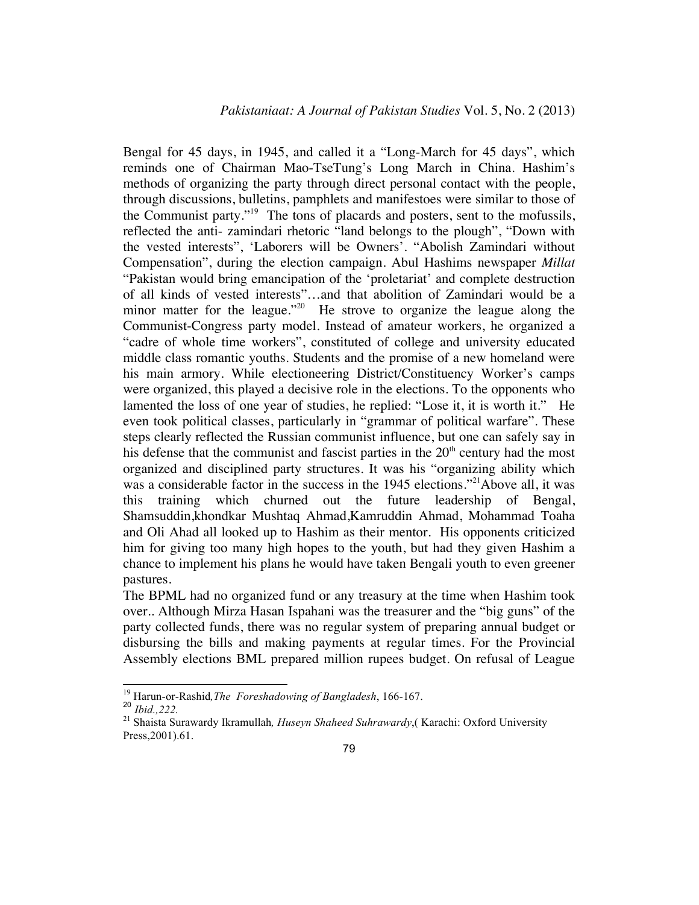Bengal for 45 days, in 1945, and called it a "Long-March for 45 days", which reminds one of Chairman Mao-TseTung's Long March in China. Hashim's methods of organizing the party through direct personal contact with the people, through discussions, bulletins, pamphlets and manifestoes were similar to those of the Communist party."[19] The tons of placards and posters, sent to the mofussils, reflected the anti- zamindari rhetoric "land belongs to the plough", "Down with the vested interests", 'Laborers will be Owners'. "Abolish Zamindari without Compensation", during the election campaign. Abul Hashims newspaper *Millat* "Pakistan would bring emancipation of the 'proletariat' and complete destruction of all kinds of vested interests"…and that abolition of Zamindari would be a minor matter for the league."[20] He strove to organize the league along the Communist-Congress party model. Instead of amateur workers, he organized a "cadre of whole time workers", constituted of college and university educated middle class romantic youths. Students and the promise of a new homeland were his main armory. While electioneering District/Constituency Worker's camps were organized, this played a decisive role in the elections. To the opponents who lamented the loss of one year of studies, he replied: "Lose it, it is worth it." He even took political classes, particularly in "grammar of political warfare". These steps clearly reflected the Russian communist influence, but one can safely say in his defense that the communist and fascist parties in the 20th century had the most organized and disciplined party structures. It was his "organizing ability which was a considerable factor in the success in the 1945 elections."[21] Above all, it was this training which churned out the future leadership of Bengal, Shamsuddin,khondkar Mushtaq Ahmad,Kamruddin Ahmad, Mohammad Toaha and Oli Ahad all looked up to Hashim as their mentor. His opponents criticized him for giving too many high hopes to the youth, but had they given Hashim a chance to implement his plans he would have taken Bengali youth to even greener pastures.

The BPML had no organized fund or any treasury at the time when Hashim took over.. Although Mirza Hasan Ispahani was the treasurer and the "big guns" of the party collected funds, there was no regular system of preparing annual budget or disbursing the bills and making payments at regular times. For the Provincial Assembly elections BML prepared million rupees budget. On refusal of League

---

[19] Harun-or-Rashid,*The Foreshadowing of Bangladesh*, 166-167.

[20] *Ibid.,222.*

[21] Shaista Surawardy Ikramullah*, Huseyn Shaheed Suhrawardy*,( Karachi: Oxford University Press,2001).61.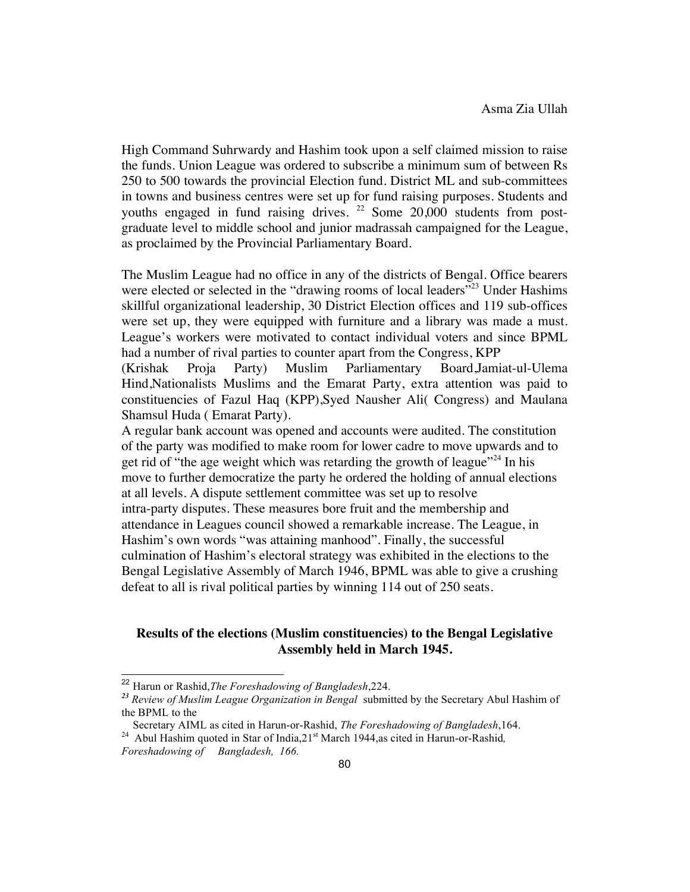High Command Suhrwardy and Hashim took upon a self claimed mission to raise the funds. Union League was ordered to subscribe a minimum sum of between Rs 250 to 500 towards the provincial Election fund. District ML and sub-committees in towns and business centres were set up for fund raising purposes. Students and youths engaged in fund raising drives. [22] Some 20,000 students from post-graduate level to middle school and junior madrassah campaigned for the League, as proclaimed by the Provincial Parliamentary Board.

The Muslim League had no office in any of the districts of Bengal. Office bearers were elected or selected in the "drawing rooms of local leaders"[23] Under Hashims skillful organizational leadership, 30 District Election offices and 119 sub-offices were set up, they were equipped with furniture and a library was made a must. League's workers were motivated to contact individual voters and since BPML had a number of rival parties to counter apart from the Congress, KPP (Krishak Proja Party) Muslim Parliamentary Board,Jamiat-ul-Ulema Hind,Nationalists Muslims and the Emarat Party, extra attention was paid to constituencies of Fazul Haq (KPP),Syed Nausher Ali( Congress) and Maulana Shamsul Huda ( Emarat Party).

A regular bank account was opened and accounts were audited. The constitution of the party was modified to make room for lower cadre to move upwards and to get rid of "the age weight which was retarding the growth of league"[24] In his move to further democratize the party he ordered the holding of annual elections at all levels. A dispute settlement committee was set up to resolve intra-party disputes. These measures bore fruit and the membership and attendance in Leagues council showed a remarkable increase. The League, in Hashim's own words "was attaining manhood". Finally, the successful culmination of Hashim's electoral strategy was exhibited in the elections to the Bengal Legislative Assembly of March 1946, BPML was able to give a crushing defeat to all is rival political parties by winning 114 out of 250 seats.

**Results of the elections (Muslim constituencies) to the Bengal Legislative Assembly held in March 1945.**

---

[22] Harun or Rashid,*The Foreshadowing of Bangladesh*,224.

[23] *Review of Muslim League Organization in Bengal* submitted by the Secretary Abul Hashim of the BPML to the Secretary AIML as cited in Harun-or-Rashid, *The Foreshadowing of Bangladesh*,164.

[24] Abul Hashim quoted in Star of India,21st March 1944,as cited in Harun-or-Rashid*, Foreshadowing of Bangladesh, 166.*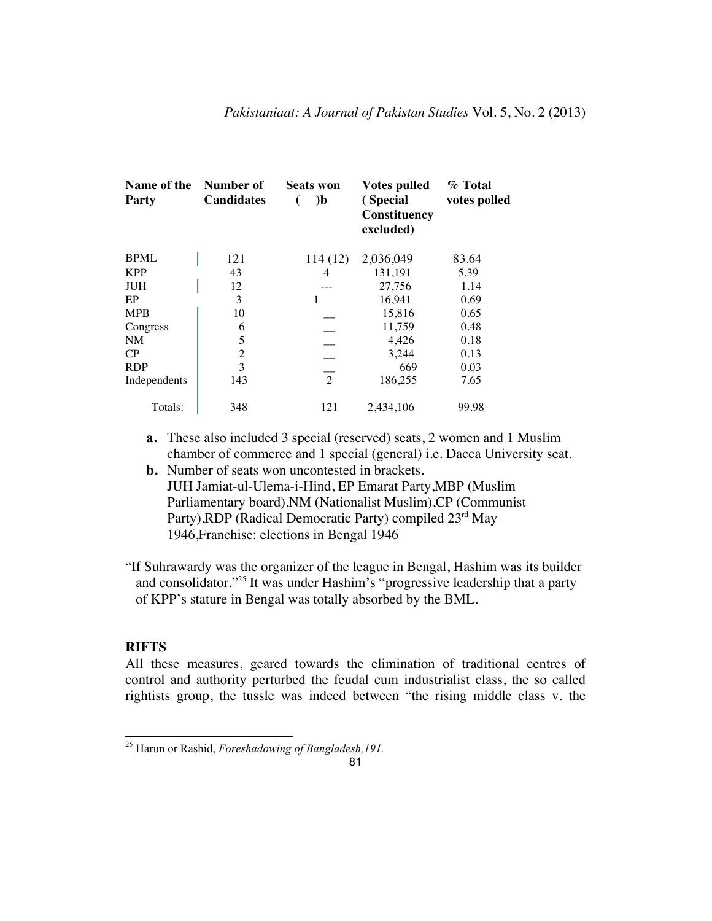| Name of the Party | Number of Candidates | Seats won ( )b | Votes pulled ( Special Constituency excluded) | % Total votes polled |
|---|---|---|---|---|
| BPML | 121 | 114 (12) | 2,036,049 | 83.64 |
| KPP | 43 | 4 | 131,191 | 5.39 |
| JUH | 12 | --- | 27,756 | 1.14 |
| EP | 3 | 1 | 16,941 | 0.69 |
| MPB | 10 | __ | 15,816 | 0.65 |
| Congress | 6 | __ | 11,759 | 0.48 |
| NM | 5 | __ | 4,426 | 0.18 |
| CP | 2 | __ | 3,244 | 0.13 |
| RDP | 3 | __ | 669 | 0.03 |
| Independents | 143 | 2 | 186,255 | 7.65 |
| Totals: | 348 | 121 | 2,434,106 | 99.98 |

**a.** These also included 3 special (reserved) seats, 2 women and 1 Muslim chamber of commerce and 1 special (general) i.e. Dacca University seat.

**b.** Number of seats won uncontested in brackets.
JUH Jamiat-ul-Ulema-i-Hind, EP Emarat Party,MBP (Muslim Parliamentary board),NM (Nationalist Muslim),CP (Communist Party),RDP (Radical Democratic Party) compiled 23rd May 1946,Franchise: elections in Bengal 1946

"If Suhrawardy was the organizer of the league in Bengal, Hashim was its builder and consolidator."[25] It was under Hashim's "progressive leadership that a party of KPP's stature in Bengal was totally absorbed by the BML.

## RIFTS

All these measures, geared towards the elimination of traditional centres of control and authority perturbed the feudal cum industrialist class, the so called rightists group, the tussle was indeed between "the rising middle class v. the

[25] Harun or Rashid, *Foreshadowing of Bangladesh,191.*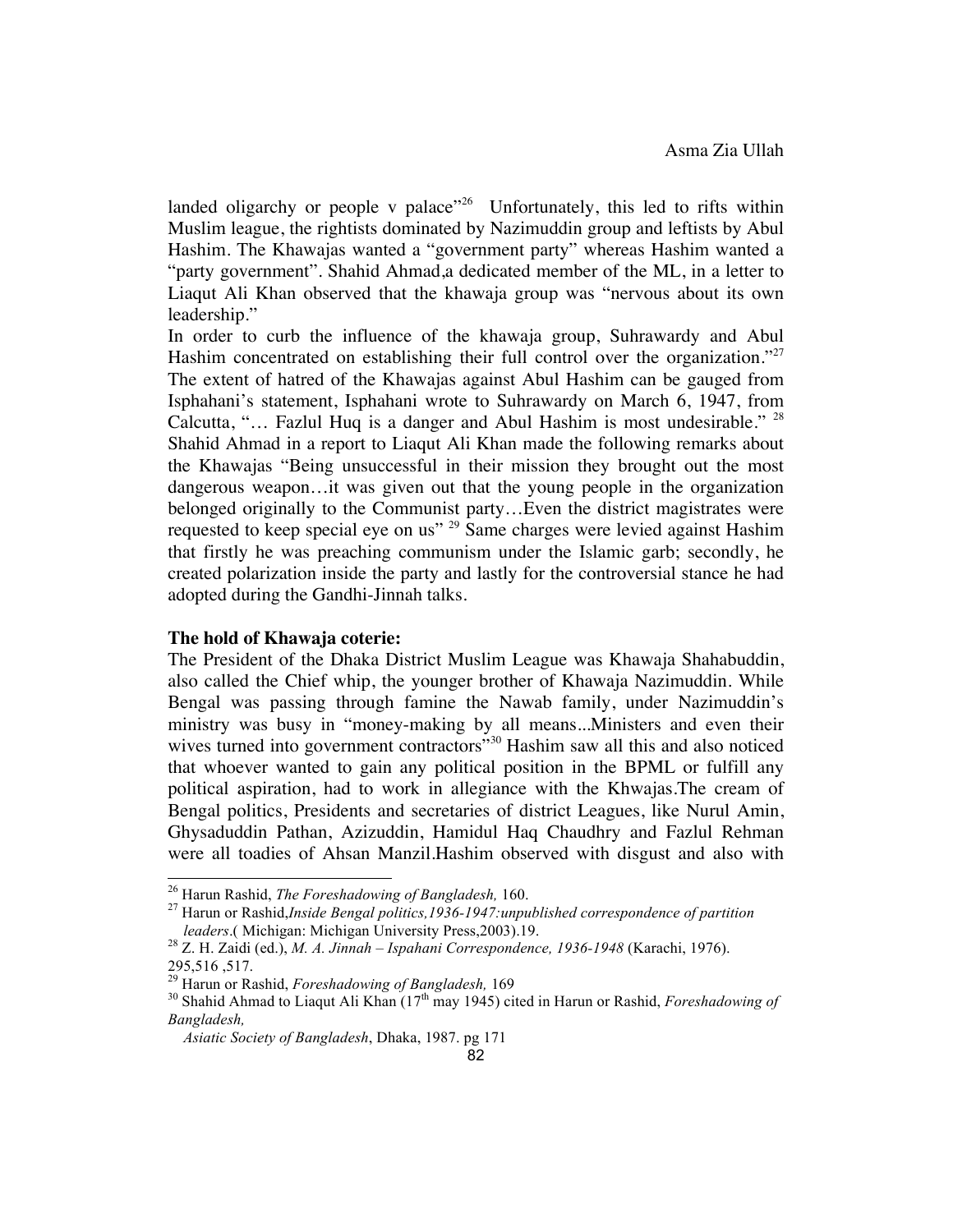landed oligarchy or people v palace"[26] Unfortunately, this led to rifts within Muslim league, the rightists dominated by Nazimuddin group and leftists by Abul Hashim. The Khawajas wanted a "government party" whereas Hashim wanted a "party government". Shahid Ahmad,a dedicated member of the ML, in a letter to Liaqut Ali Khan observed that the khawaja group was "nervous about its own leadership."

In order to curb the influence of the khawaja group, Suhrawardy and Abul Hashim concentrated on establishing their full control over the organization."[27] The extent of hatred of the Khawajas against Abul Hashim can be gauged from Isphahani's statement, Isphahani wrote to Suhrawardy on March 6, 1947, from Calcutta, "… Fazlul Huq is a danger and Abul Hashim is most undesirable." [28] Shahid Ahmad in a report to Liaqut Ali Khan made the following remarks about the Khawajas "Being unsuccessful in their mission they brought out the most dangerous weapon…it was given out that the young people in the organization belonged originally to the Communist party…Even the district magistrates were requested to keep special eye on us" [29] Same charges were levied against Hashim that firstly he was preaching communism under the Islamic garb; secondly, he created polarization inside the party and lastly for the controversial stance he had adopted during the Gandhi-Jinnah talks.

**The hold of Khawaja coterie:**

The President of the Dhaka District Muslim League was Khawaja Shahabuddin, also called the Chief whip, the younger brother of Khawaja Nazimuddin. While Bengal was passing through famine the Nawab family, under Nazimuddin's ministry was busy in "money-making by all means...Ministers and even their wives turned into government contractors"[30] Hashim saw all this and also noticed that whoever wanted to gain any political position in the BPML or fulfill any political aspiration, had to work in allegiance with the Khwajas.The cream of Bengal politics, Presidents and secretaries of district Leagues, like Nurul Amin, Ghysaduddin Pathan, Azizuddin, Hamidul Haq Chaudhry and Fazlul Rehman were all toadies of Ahsan Manzil.Hashim observed with disgust and also with

---

[26] Harun Rashid, *The Foreshadowing of Bangladesh,* 160.

[27] Harun or Rashid,*Inside Bengal politics,1936-1947:unpublished correspondence of partition leaders*.( Michigan: Michigan University Press,2003).19.

[28] Z. H. Zaidi (ed.), *M. A. Jinnah – Ispahani Correspondence, 1936-1948* (Karachi, 1976). 295,516 ,517.

[29] Harun or Rashid, *Foreshadowing of Bangladesh,* 169

[30] Shahid Ahmad to Liaqut Ali Khan (17th may 1945) cited in Harun or Rashid, *Foreshadowing of Bangladesh,* *Asiatic Society of Bangladesh*, Dhaka, 1987. pg 171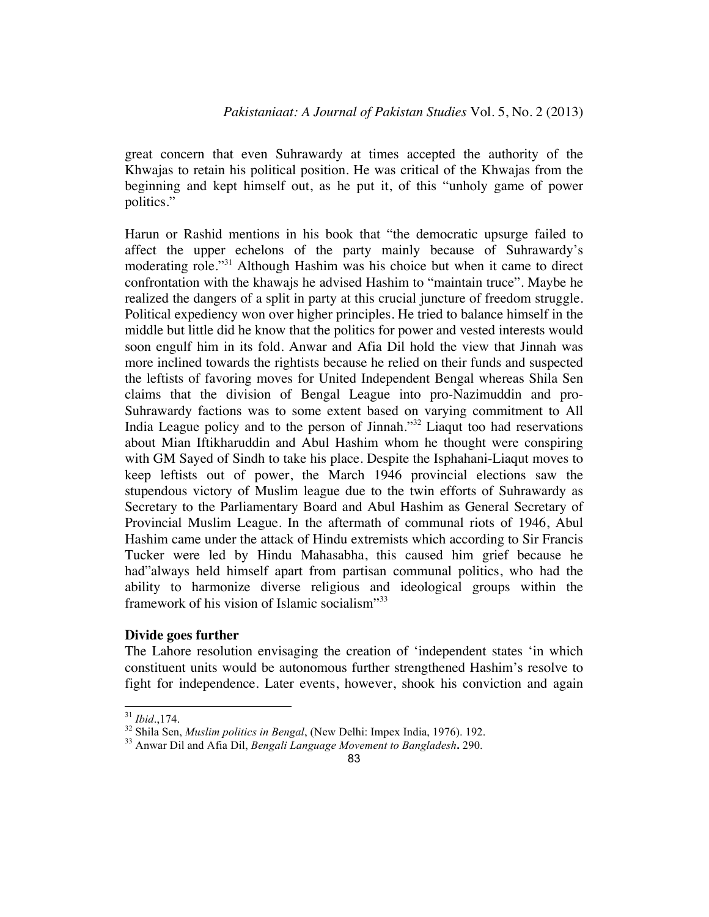great concern that even Suhrawardy at times accepted the authority of the Khwajas to retain his political position. He was critical of the Khwajas from the beginning and kept himself out, as he put it, of this "unholy game of power politics."

Harun or Rashid mentions in his book that "the democratic upsurge failed to affect the upper echelons of the party mainly because of Suhrawardy's moderating role."[31] Although Hashim was his choice but when it came to direct confrontation with the khawajs he advised Hashim to "maintain truce". Maybe he realized the dangers of a split in party at this crucial juncture of freedom struggle. Political expediency won over higher principles. He tried to balance himself in the middle but little did he know that the politics for power and vested interests would soon engulf him in its fold. Anwar and Afia Dil hold the view that Jinnah was more inclined towards the rightists because he relied on their funds and suspected the leftists of favoring moves for United Independent Bengal whereas Shila Sen claims that the division of Bengal League into pro-Nazimuddin and pro-Suhrawardy factions was to some extent based on varying commitment to All India League policy and to the person of Jinnah."[32] Liaqut too had reservations about Mian Iftikharuddin and Abul Hashim whom he thought were conspiring with GM Sayed of Sindh to take his place. Despite the Isphahani-Liaqut moves to keep leftists out of power, the March 1946 provincial elections saw the stupendous victory of Muslim league due to the twin efforts of Suhrawardy as Secretary to the Parliamentary Board and Abul Hashim as General Secretary of Provincial Muslim League. In the aftermath of communal riots of 1946, Abul Hashim came under the attack of Hindu extremists which according to Sir Francis Tucker were led by Hindu Mahasabha, this caused him grief because he had"always held himself apart from partisan communal politics, who had the ability to harmonize diverse religious and ideological groups within the framework of his vision of Islamic socialism"[33]

**Divide goes further**

The Lahore resolution envisaging the creation of 'independent states 'in which constituent units would be autonomous further strengthened Hashim's resolve to fight for independence. Later events, however, shook his conviction and again

---

[31] *Ibid*.,174.

[32] Shila Sen, *Muslim politics in Bengal*, (New Delhi: Impex India, 1976). 192.

[33] Anwar Dil and Afia Dil, *Bengali Language Movement to Bangladesh***.** 290.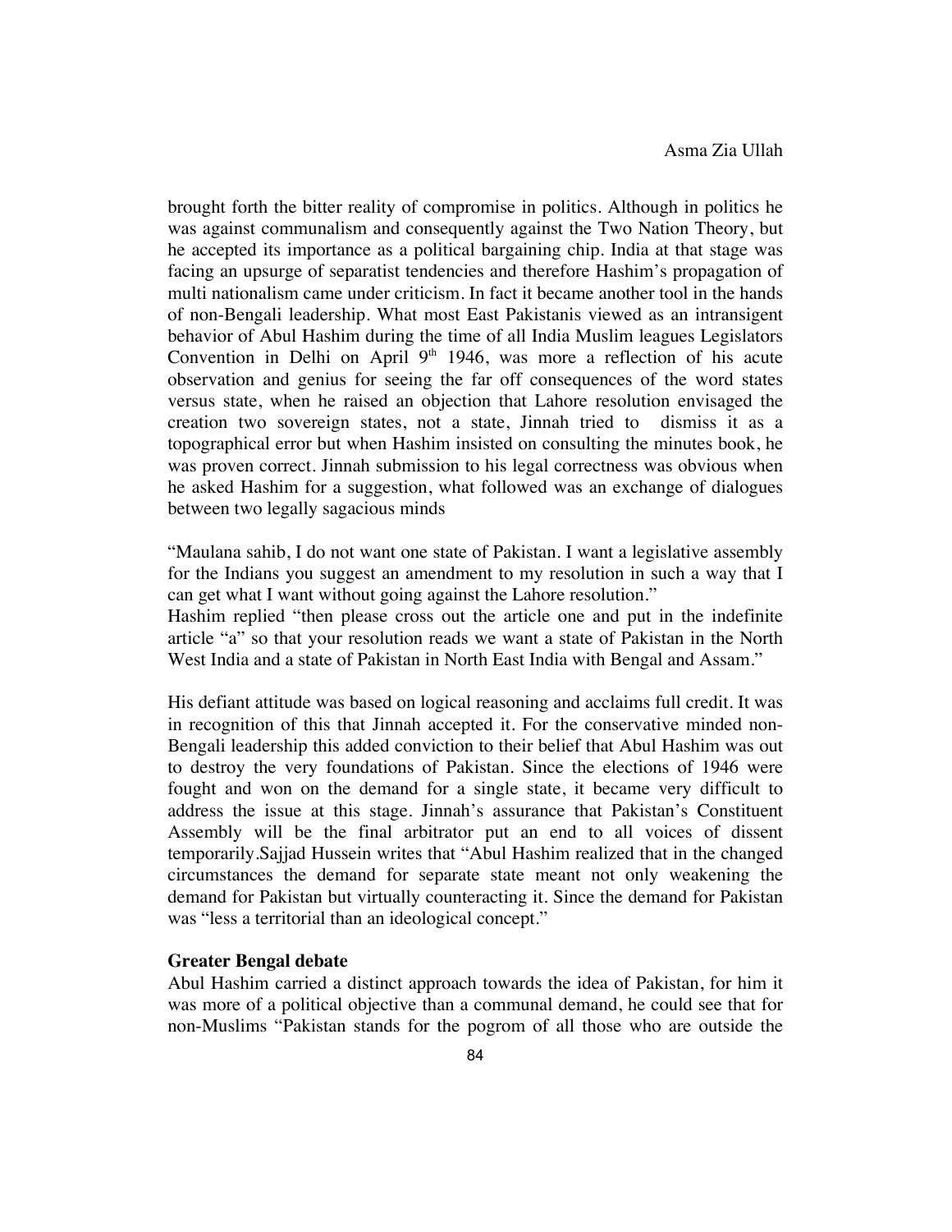brought forth the bitter reality of compromise in politics. Although in politics he was against communalism and consequently against the Two Nation Theory, but he accepted its importance as a political bargaining chip. India at that stage was facing an upsurge of separatist tendencies and therefore Hashim's propagation of multi nationalism came under criticism. In fact it became another tool in the hands of non-Bengali leadership. What most East Pakistanis viewed as an intransigent behavior of Abul Hashim during the time of all India Muslim leagues Legislators Convention in Delhi on April 9th 1946, was more a reflection of his acute observation and genius for seeing the far off consequences of the word states versus state, when he raised an objection that Lahore resolution envisaged the creation two sovereign states, not a state, Jinnah tried to dismiss it as a topographical error but when Hashim insisted on consulting the minutes book, he was proven correct. Jinnah submission to his legal correctness was obvious when he asked Hashim for a suggestion, what followed was an exchange of dialogues between two legally sagacious minds

"Maulana sahib, I do not want one state of Pakistan. I want a legislative assembly for the Indians you suggest an amendment to my resolution in such a way that I can get what I want without going against the Lahore resolution."
Hashim replied "then please cross out the article one and put in the indefinite article "a" so that your resolution reads we want a state of Pakistan in the North West India and a state of Pakistan in North East India with Bengal and Assam."

His defiant attitude was based on logical reasoning and acclaims full credit. It was in recognition of this that Jinnah accepted it. For the conservative minded non-Bengali leadership this added conviction to their belief that Abul Hashim was out to destroy the very foundations of Pakistan. Since the elections of 1946 were fought and won on the demand for a single state, it became very difficult to address the issue at this stage. Jinnah's assurance that Pakistan's Constituent Assembly will be the final arbitrator put an end to all voices of dissent temporarily.Sajjad Hussein writes that "Abul Hashim realized that in the changed circumstances the demand for separate state meant not only weakening the demand for Pakistan but virtually counteracting it. Since the demand for Pakistan was "less a territorial than an ideological concept."

**Greater Bengal debate**

Abul Hashim carried a distinct approach towards the idea of Pakistan, for him it was more of a political objective than a communal demand, he could see that for non-Muslims "Pakistan stands for the pogrom of all those who are outside the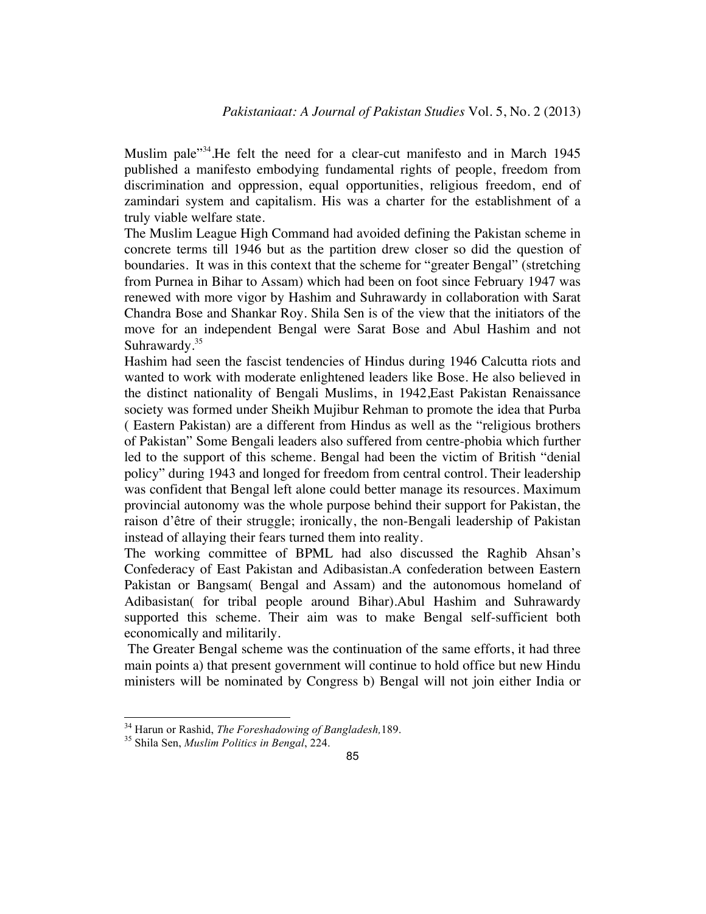Muslim pale"[34].He felt the need for a clear-cut manifesto and in March 1945 published a manifesto embodying fundamental rights of people, freedom from discrimination and oppression, equal opportunities, religious freedom, end of zamindari system and capitalism. His was a charter for the establishment of a truly viable welfare state.

The Muslim League High Command had avoided defining the Pakistan scheme in concrete terms till 1946 but as the partition drew closer so did the question of boundaries. It was in this context that the scheme for "greater Bengal" (stretching from Purnea in Bihar to Assam) which had been on foot since February 1947 was renewed with more vigor by Hashim and Suhrawardy in collaboration with Sarat Chandra Bose and Shankar Roy. Shila Sen is of the view that the initiators of the move for an independent Bengal were Sarat Bose and Abul Hashim and not Suhrawardy.[35]

Hashim had seen the fascist tendencies of Hindus during 1946 Calcutta riots and wanted to work with moderate enlightened leaders like Bose. He also believed in the distinct nationality of Bengali Muslims, in 1942,East Pakistan Renaissance society was formed under Sheikh Mujibur Rehman to promote the idea that Purba ( Eastern Pakistan) are a different from Hindus as well as the "religious brothers of Pakistan" Some Bengali leaders also suffered from centre-phobia which further led to the support of this scheme. Bengal had been the victim of British "denial policy" during 1943 and longed for freedom from central control. Their leadership was confident that Bengal left alone could better manage its resources. Maximum provincial autonomy was the whole purpose behind their support for Pakistan, the raison d'être of their struggle; ironically, the non-Bengali leadership of Pakistan instead of allaying their fears turned them into reality.

The working committee of BPML had also discussed the Raghib Ahsan's Confederacy of East Pakistan and Adibasistan.A confederation between Eastern Pakistan or Bangsam( Bengal and Assam) and the autonomous homeland of Adibasistan( for tribal people around Bihar).Abul Hashim and Suhrawardy supported this scheme. Their aim was to make Bengal self-sufficient both economically and militarily.

The Greater Bengal scheme was the continuation of the same efforts, it had three main points a) that present government will continue to hold office but new Hindu ministers will be nominated by Congress b) Bengal will not join either India or

---

[34] Harun or Rashid, *The Foreshadowing of Bangladesh,*189.

[35] Shila Sen, *Muslim Politics in Bengal*, 224.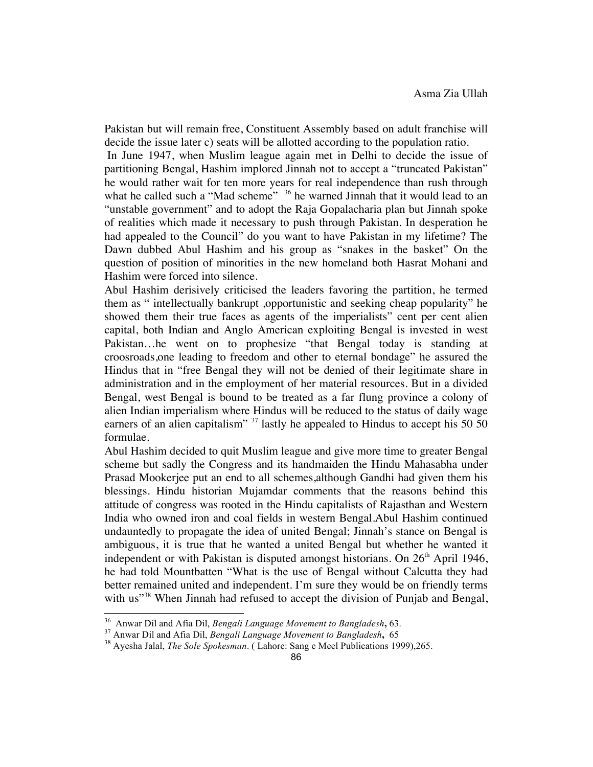Pakistan but will remain free, Constituent Assembly based on adult franchise will decide the issue later c) seats will be allotted according to the population ratio.

In June 1947, when Muslim league again met in Delhi to decide the issue of partitioning Bengal, Hashim implored Jinnah not to accept a "truncated Pakistan" he would rather wait for ten more years for real independence than rush through what he called such a "Mad scheme" [36] he warned Jinnah that it would lead to an "unstable government" and to adopt the Raja Gopalacharia plan but Jinnah spoke of realities which made it necessary to push through Pakistan. In desperation he had appealed to the Council" do you want to have Pakistan in my lifetime? The Dawn dubbed Abul Hashim and his group as "snakes in the basket" On the question of position of minorities in the new homeland both Hasrat Mohani and Hashim were forced into silence.

Abul Hashim derisively criticised the leaders favoring the partition, he termed them as " intellectually bankrupt ,opportunistic and seeking cheap popularity" he showed them their true faces as agents of the imperialists" cent per cent alien capital, both Indian and Anglo American exploiting Bengal is invested in west Pakistan…he went on to prophesize "that Bengal today is standing at croosroads,one leading to freedom and other to eternal bondage" he assured the Hindus that in "free Bengal they will not be denied of their legitimate share in administration and in the employment of her material resources. But in a divided Bengal, west Bengal is bound to be treated as a far flung province a colony of alien Indian imperialism where Hindus will be reduced to the status of daily wage earners of an alien capitalism" [37] lastly he appealed to Hindus to accept his 50 50 formulae.

Abul Hashim decided to quit Muslim league and give more time to greater Bengal scheme but sadly the Congress and its handmaiden the Hindu Mahasabha under Prasad Mookerjee put an end to all schemes,although Gandhi had given them his blessings. Hindu historian Mujamdar comments that the reasons behind this attitude of congress was rooted in the Hindu capitalists of Rajasthan and Western India who owned iron and coal fields in western Bengal.Abul Hashim continued undauntedly to propagate the idea of united Bengal; Jinnah's stance on Bengal is ambiguous, it is true that he wanted a united Bengal but whether he wanted it independent or with Pakistan is disputed amongst historians. On 26th April 1946, he had told Mountbatten "What is the use of Bengal without Calcutta they had better remained united and independent. I'm sure they would be on friendly terms with us"[38] When Jinnah had refused to accept the division of Punjab and Bengal,

---

[36] Anwar Dil and Afia Dil, *Bengali Language Movement to Bangladesh*, 63.

[37] Anwar Dil and Afia Dil, *Bengali Language Movement to Bangladesh*, 65

[38] Ayesha Jalal, *The Sole Spokesman*. ( Lahore: Sang e Meel Publications 1999),265.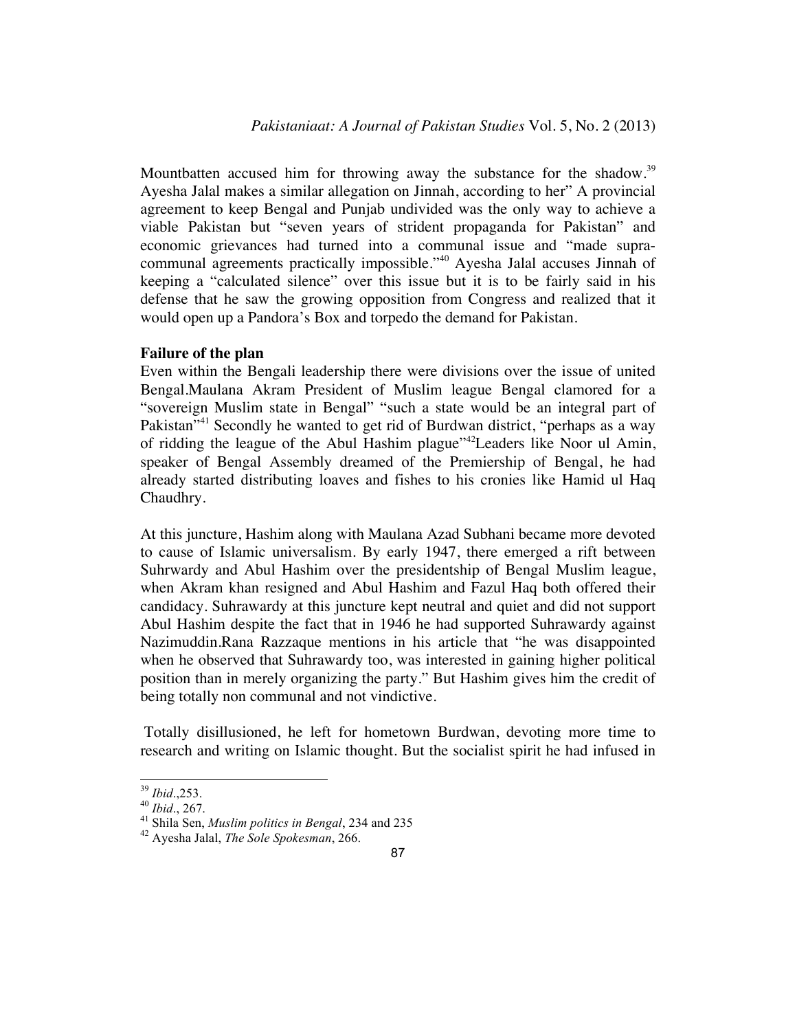Mountbatten accused him for throwing away the substance for the shadow.[39] Ayesha Jalal makes a similar allegation on Jinnah, according to her" A provincial agreement to keep Bengal and Punjab undivided was the only way to achieve a viable Pakistan but "seven years of strident propaganda for Pakistan" and economic grievances had turned into a communal issue and "made supra-communal agreements practically impossible."[40] Ayesha Jalal accuses Jinnah of keeping a "calculated silence" over this issue but it is to be fairly said in his defense that he saw the growing opposition from Congress and realized that it would open up a Pandora's Box and torpedo the demand for Pakistan.

**Failure of the plan**

Even within the Bengali leadership there were divisions over the issue of united Bengal.Maulana Akram President of Muslim league Bengal clamored for a "sovereign Muslim state in Bengal" "such a state would be an integral part of Pakistan"[41] Secondly he wanted to get rid of Burdwan district, "perhaps as a way of ridding the league of the Abul Hashim plague"[42]Leaders like Noor ul Amin, speaker of Bengal Assembly dreamed of the Premiership of Bengal, he had already started distributing loaves and fishes to his cronies like Hamid ul Haq Chaudhry.

At this juncture, Hashim along with Maulana Azad Subhani became more devoted to cause of Islamic universalism. By early 1947, there emerged a rift between Suhrwardy and Abul Hashim over the presidentship of Bengal Muslim league, when Akram khan resigned and Abul Hashim and Fazul Haq both offered their candidacy. Suhrawardy at this juncture kept neutral and quiet and did not support Abul Hashim despite the fact that in 1946 he had supported Suhrawardy against Nazimuddin.Rana Razzaque mentions in his article that "he was disappointed when he observed that Suhrawardy too, was interested in gaining higher political position than in merely organizing the party." But Hashim gives him the credit of being totally non communal and not vindictive.

Totally disillusioned, he left for hometown Burdwan, devoting more time to research and writing on Islamic thought. But the socialist spirit he had infused in

---

[39] *Ibid*.,253.

[40] *Ibid*., 267.

[41] Shila Sen, *Muslim politics in Bengal*, 234 and 235

[42] Ayesha Jalal, *The Sole Spokesman*, 266.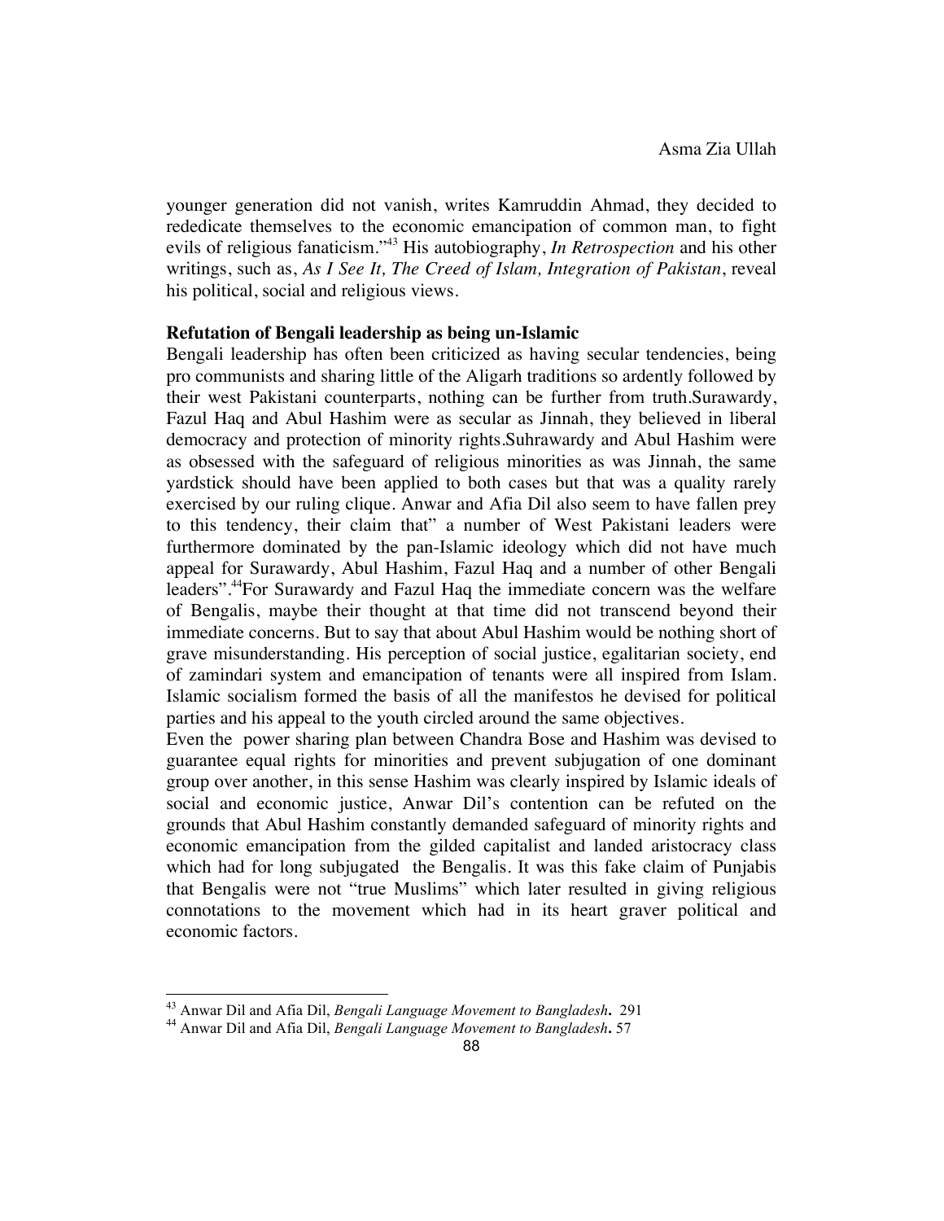younger generation did not vanish, writes Kamruddin Ahmad, they decided to rededicate themselves to the economic emancipation of common man, to fight evils of religious fanaticism."[43] His autobiography, *In Retrospection* and his other writings, such as, *As I See It, The Creed of Islam, Integration of Pakistan*, reveal his political, social and religious views.

**Refutation of Bengali leadership as being un-Islamic**

Bengali leadership has often been criticized as having secular tendencies, being pro communists and sharing little of the Aligarh traditions so ardently followed by their west Pakistani counterparts, nothing can be further from truth.Surawardy, Fazul Haq and Abul Hashim were as secular as Jinnah, they believed in liberal democracy and protection of minority rights.Suhrawardy and Abul Hashim were as obsessed with the safeguard of religious minorities as was Jinnah, the same yardstick should have been applied to both cases but that was a quality rarely exercised by our ruling clique. Anwar and Afia Dil also seem to have fallen prey to this tendency, their claim that" a number of West Pakistani leaders were furthermore dominated by the pan-Islamic ideology which did not have much appeal for Surawardy, Abul Hashim, Fazul Haq and a number of other Bengali leaders".[44]For Surawardy and Fazul Haq the immediate concern was the welfare of Bengalis, maybe their thought at that time did not transcend beyond their immediate concerns. But to say that about Abul Hashim would be nothing short of grave misunderstanding. His perception of social justice, egalitarian society, end of zamindari system and emancipation of tenants were all inspired from Islam. Islamic socialism formed the basis of all the manifestos he devised for political parties and his appeal to the youth circled around the same objectives.

Even the power sharing plan between Chandra Bose and Hashim was devised to guarantee equal rights for minorities and prevent subjugation of one dominant group over another, in this sense Hashim was clearly inspired by Islamic ideals of social and economic justice, Anwar Dil's contention can be refuted on the grounds that Abul Hashim constantly demanded safeguard of minority rights and economic emancipation from the gilded capitalist and landed aristocracy class which had for long subjugated the Bengalis. It was this fake claim of Punjabis that Bengalis were not "true Muslims" which later resulted in giving religious connotations to the movement which had in its heart graver political and economic factors.

---

[43] Anwar Dil and Afia Dil, *Bengali Language Movement to Bangladesh*. 291

[44] Anwar Dil and Afia Dil, *Bengali Language Movement to Bangladesh*. 57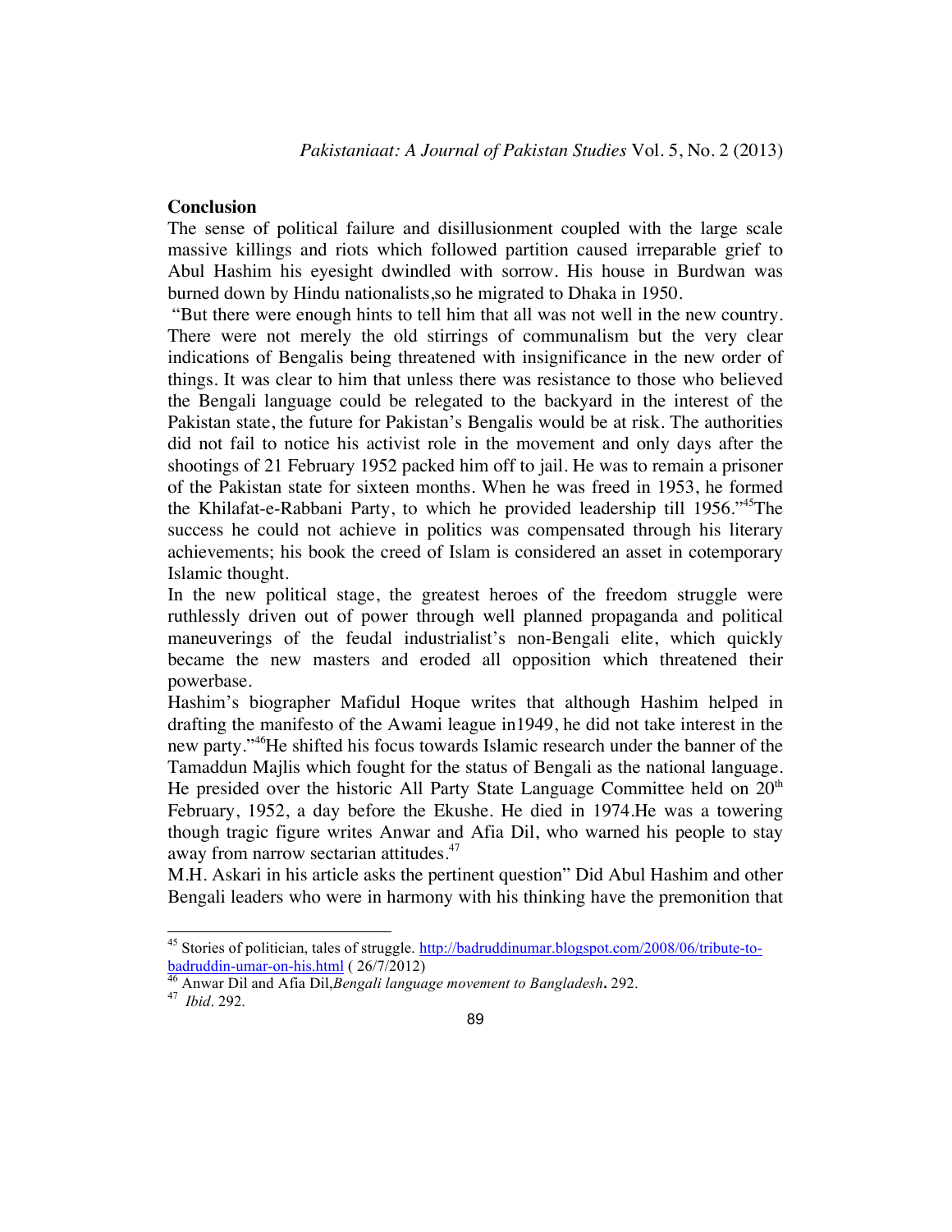## Conclusion

The sense of political failure and disillusionment coupled with the large scale massive killings and riots which followed partition caused irreparable grief to Abul Hashim his eyesight dwindled with sorrow. His house in Burdwan was burned down by Hindu nationalists,so he migrated to Dhaka in 1950.

"But there were enough hints to tell him that all was not well in the new country. There were not merely the old stirrings of communalism but the very clear indications of Bengalis being threatened with insignificance in the new order of things. It was clear to him that unless there was resistance to those who believed the Bengali language could be relegated to the backyard in the interest of the Pakistan state, the future for Pakistan's Bengalis would be at risk. The authorities did not fail to notice his activist role in the movement and only days after the shootings of 21 February 1952 packed him off to jail. He was to remain a prisoner of the Pakistan state for sixteen months. When he was freed in 1953, he formed the Khilafat-e-Rabbani Party, to which he provided leadership till 1956."[45]The success he could not achieve in politics was compensated through his literary achievements; his book the creed of Islam is considered an asset in cotemporary Islamic thought.

In the new political stage, the greatest heroes of the freedom struggle were ruthlessly driven out of power through well planned propaganda and political maneuverings of the feudal industrialist's non-Bengali elite, which quickly became the new masters and eroded all opposition which threatened their powerbase.

Hashim's biographer Mafidul Hoque writes that although Hashim helped in drafting the manifesto of the Awami league in1949, he did not take interest in the new party."[46]He shifted his focus towards Islamic research under the banner of the Tamaddun Majlis which fought for the status of Bengali as the national language. He presided over the historic All Party State Language Committee held on 20th February, 1952, a day before the Ekushe. He died in 1974.He was a towering though tragic figure writes Anwar and Afia Dil, who warned his people to stay away from narrow sectarian attitudes.[47]

M.H. Askari in his article asks the pertinent question" Did Abul Hashim and other Bengali leaders who were in harmony with his thinking have the premonition that

---

[45] Stories of politician, tales of struggle. http://badruddinumar.blogspot.com/2008/06/tribute-to-badruddin-umar-on-his.html ( 26/7/2012)

[46] Anwar Dil and Afia Dil,*Bengali language movement to Bangladesh***.** 292.

[47] *Ibid*. 292.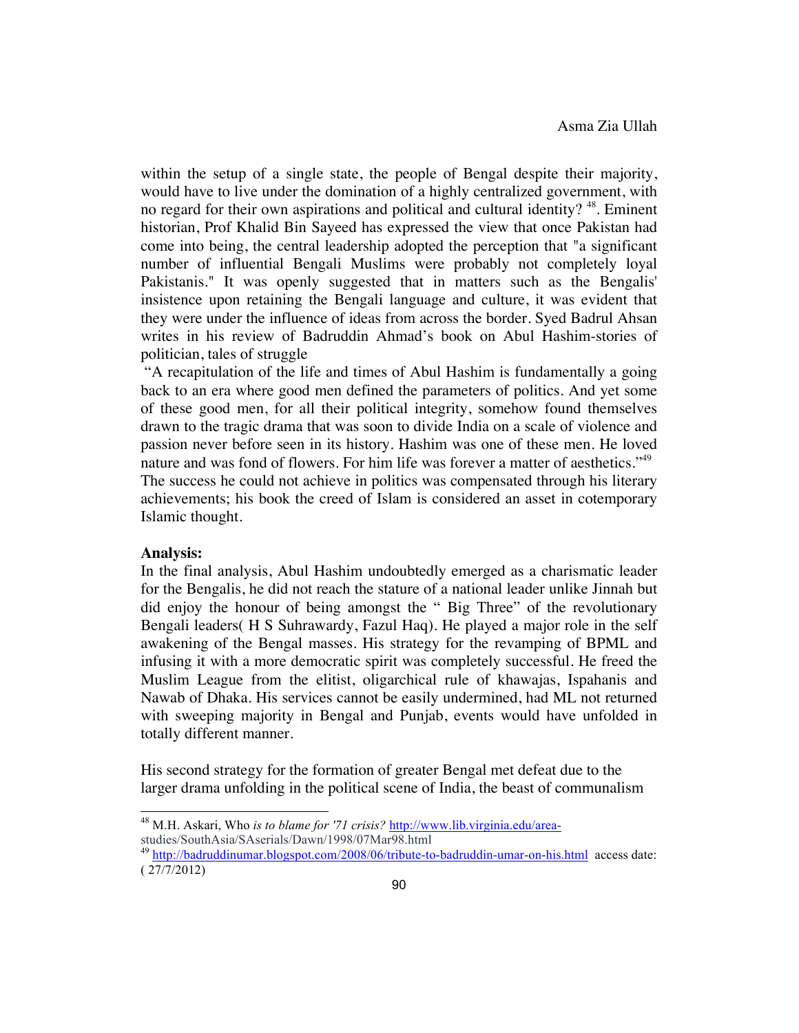within the setup of a single state, the people of Bengal despite their majority, would have to live under the domination of a highly centralized government, with no regard for their own aspirations and political and cultural identity? [48]. Eminent historian, Prof Khalid Bin Sayeed has expressed the view that once Pakistan had come into being, the central leadership adopted the perception that "a significant number of influential Bengali Muslims were probably not completely loyal Pakistanis." It was openly suggested that in matters such as the Bengalis' insistence upon retaining the Bengali language and culture, it was evident that they were under the influence of ideas from across the border. Syed Badrul Ahsan writes in his review of Badruddin Ahmad's book on Abul Hashim-stories of politician, tales of struggle

"A recapitulation of the life and times of Abul Hashim is fundamentally a going back to an era where good men defined the parameters of politics. And yet some of these good men, for all their political integrity, somehow found themselves drawn to the tragic drama that was soon to divide India on a scale of violence and passion never before seen in its history. Hashim was one of these men. He loved nature and was fond of flowers. For him life was forever a matter of aesthetics."[49]

The success he could not achieve in politics was compensated through his literary achievements; his book the creed of Islam is considered an asset in cotemporary Islamic thought.

**Analysis:**

In the final analysis, Abul Hashim undoubtedly emerged as a charismatic leader for the Bengalis, he did not reach the stature of a national leader unlike Jinnah but did enjoy the honour of being amongst the " Big Three" of the revolutionary Bengali leaders( H S Suhrawardy, Fazul Haq). He played a major role in the self awakening of the Bengal masses. His strategy for the revamping of BPML and infusing it with a more democratic spirit was completely successful. He freed the Muslim League from the elitist, oligarchical rule of khawajas, Ispahanis and Nawab of Dhaka. His services cannot be easily undermined, had ML not returned with sweeping majority in Bengal and Punjab, events would have unfolded in totally different manner.

His second strategy for the formation of greater Bengal met defeat due to the larger drama unfolding in the political scene of India, the beast of communalism

---

[48] M.H. Askari, Who *is to blame for '71 crisis?* http://www.lib.virginia.edu/area-studies/SouthAsia/SAserials/Dawn/1998/07Mar98.html

[49] http://badruddinumar.blogspot.com/2008/06/tribute-to-badruddin-umar-on-his.html access date: ( 27/7/2012)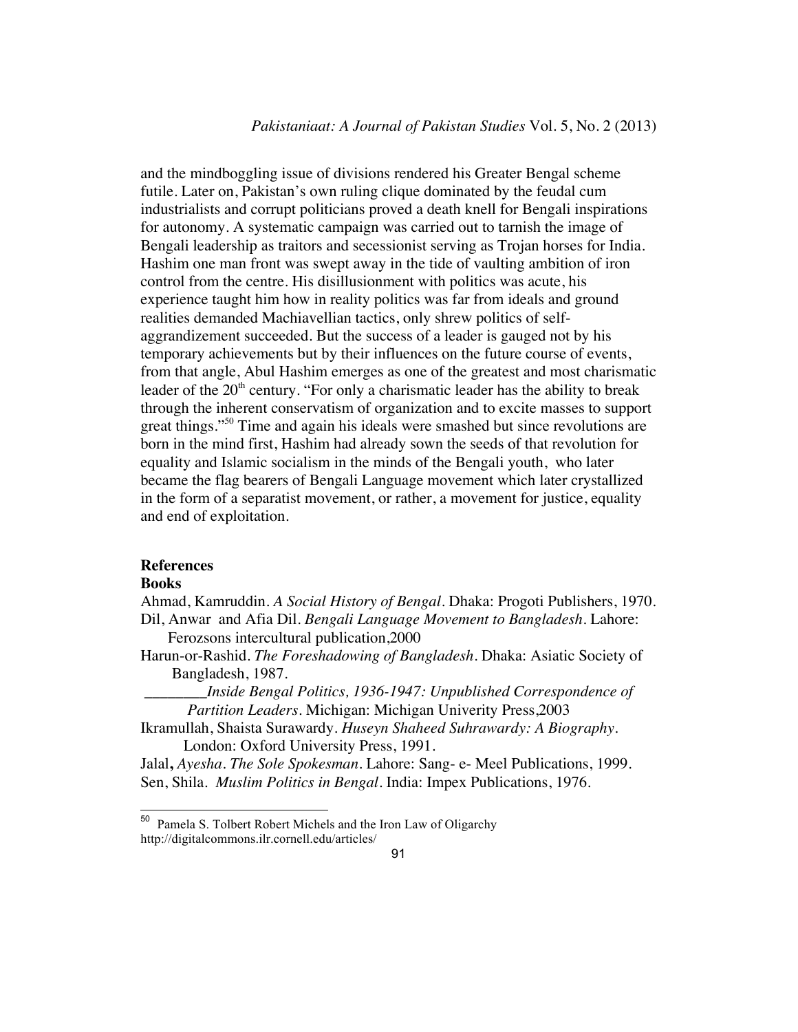and the mindboggling issue of divisions rendered his Greater Bengal scheme futile. Later on, Pakistan's own ruling clique dominated by the feudal cum industrialists and corrupt politicians proved a death knell for Bengali inspirations for autonomy. A systematic campaign was carried out to tarnish the image of Bengali leadership as traitors and secessionist serving as Trojan horses for India. Hashim one man front was swept away in the tide of vaulting ambition of iron control from the centre. His disillusionment with politics was acute, his experience taught him how in reality politics was far from ideals and ground realities demanded Machiavellian tactics, only shrew politics of self-aggrandizement succeeded. But the success of a leader is gauged not by his temporary achievements but by their influences on the future course of events, from that angle, Abul Hashim emerges as one of the greatest and most charismatic leader of the 20th century. "For only a charismatic leader has the ability to break through the inherent conservatism of organization and to excite masses to support great things."[50] Time and again his ideals were smashed but since revolutions are born in the mind first, Hashim had already sown the seeds of that revolution for equality and Islamic socialism in the minds of the Bengali youth, who later became the flag bearers of Bengali Language movement which later crystallized in the form of a separatist movement, or rather, a movement for justice, equality and end of exploitation.

## References

### Books

Ahmad, Kamruddin. *A Social History of Bengal*. Dhaka: Progoti Publishers, 1970.

Dil, Anwar and Afia Dil. *Bengali Language Movement to Bangladesh*. Lahore: Ferozsons intercultural publication,2000

Harun-or-Rashid. *The Foreshadowing of Bangladesh*. Dhaka: Asiatic Society of Bangladesh, 1987.

________*Inside Bengal Politics, 1936-1947: Unpublished Correspondence of Partition Leaders*. Michigan: Michigan Univerity Press,2003

Ikramullah, Shaista Surawardy. *Huseyn Shaheed Suhrawardy: A Biography*. London: Oxford University Press, 1991.

Jalal**,** *Ayesha. The Sole Spokesman*. Lahore: Sang- e- Meel Publications, 1999.

Sen, Shila. *Muslim Politics in Bengal*. India: Impex Publications, 1976.

---

[50] Pamela S. Tolbert Robert Michels and the Iron Law of Oligarchy http://digitalcommons.ilr.cornell.edu/articles/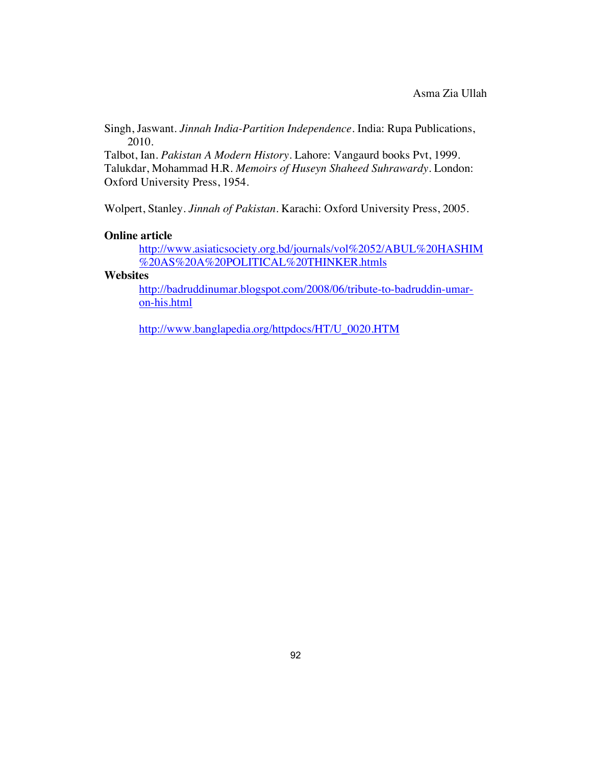Singh, Jaswant. *Jinnah India-Partition Independence*. India: Rupa Publications, 2010.

Talbot, Ian. *Pakistan A Modern History*. Lahore: Vangaurd books Pvt, 1999.

Talukdar, Mohammad H.R. *Memoirs of Huseyn Shaheed Suhrawardy*. London: Oxford University Press, 1954.

Wolpert, Stanley. *Jinnah of Pakistan*. Karachi: Oxford University Press, 2005.

**Online article**

http://www.asiaticsociety.org.bd/journals/vol%2052/ABUL%20HASHIM%20AS%20A%20POLITICAL%20THINKER.htmls

**Websites**

http://badruddinumar.blogspot.com/2008/06/tribute-to-badruddin-umar-on-his.html

http://www.banglapedia.org/httpdocs/HT/U_0020.HTM